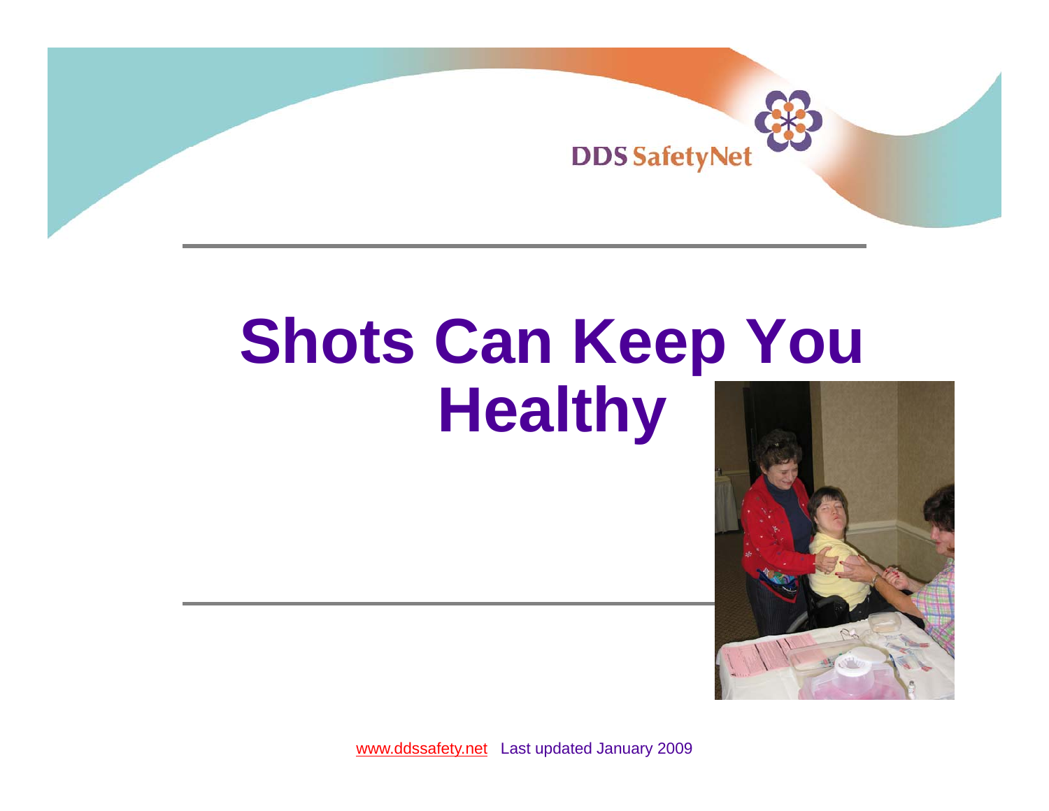DDS SafetyNet

# Shots Can Keep You Healthy

www.ddssafety.net Last updated January 2009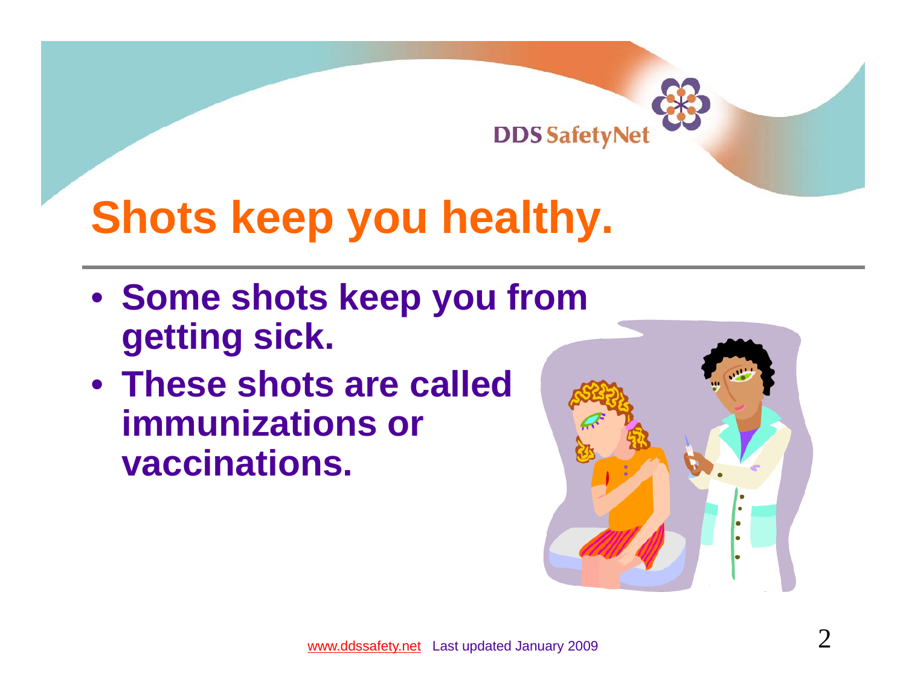# Shots keep you healthy.

- **Some shots keep you from getting sick.**
- **These shots are called immunizations or vaccinations.**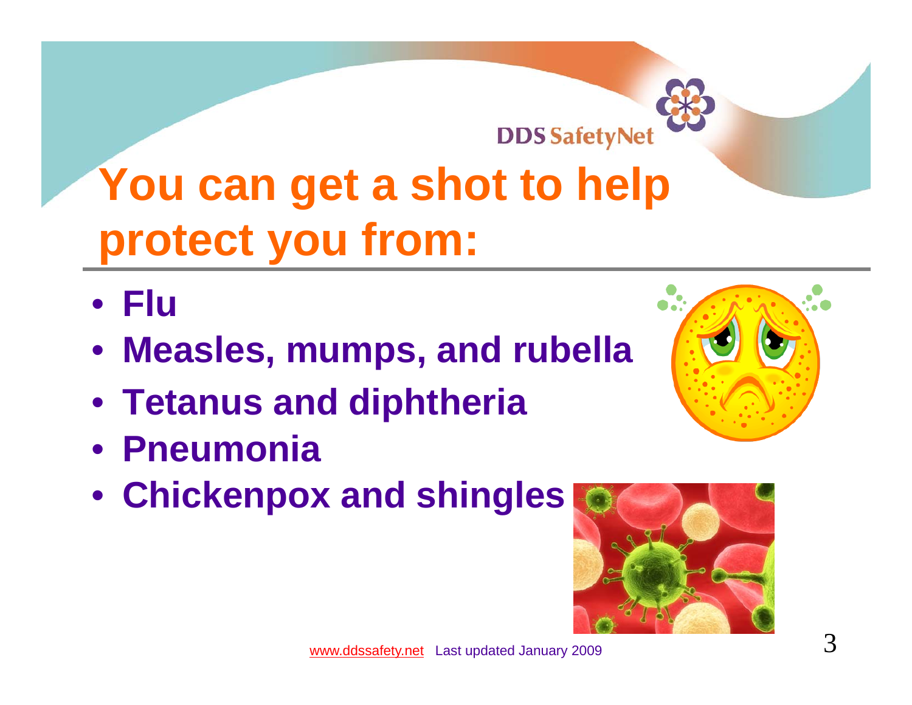# You can get a shot to help protect you from:

- **Flu**
- **Measles, mumps, and rubella**
- **Tetanus and diphtheria**
- **Pneumonia**
- **Chickenpox and shingles**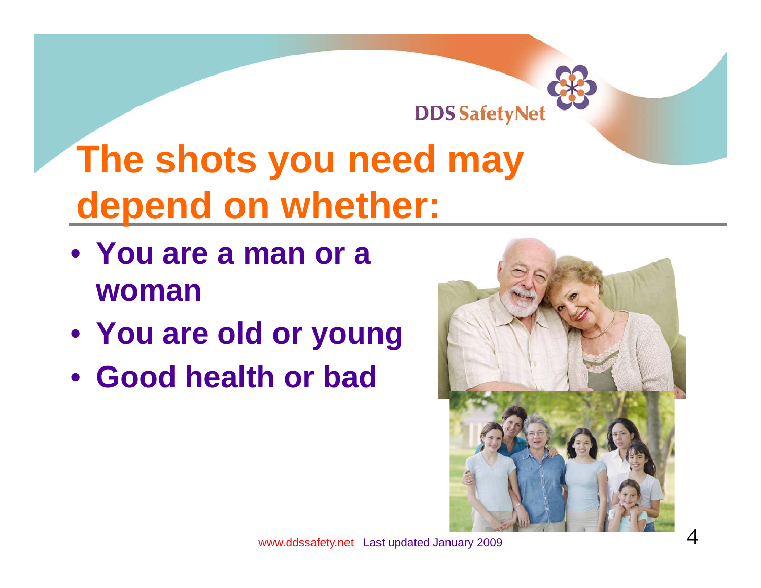# The shots you need may depend on whether:

- **You are a man or a woman**
- **You are old or young**
- **Good health or bad**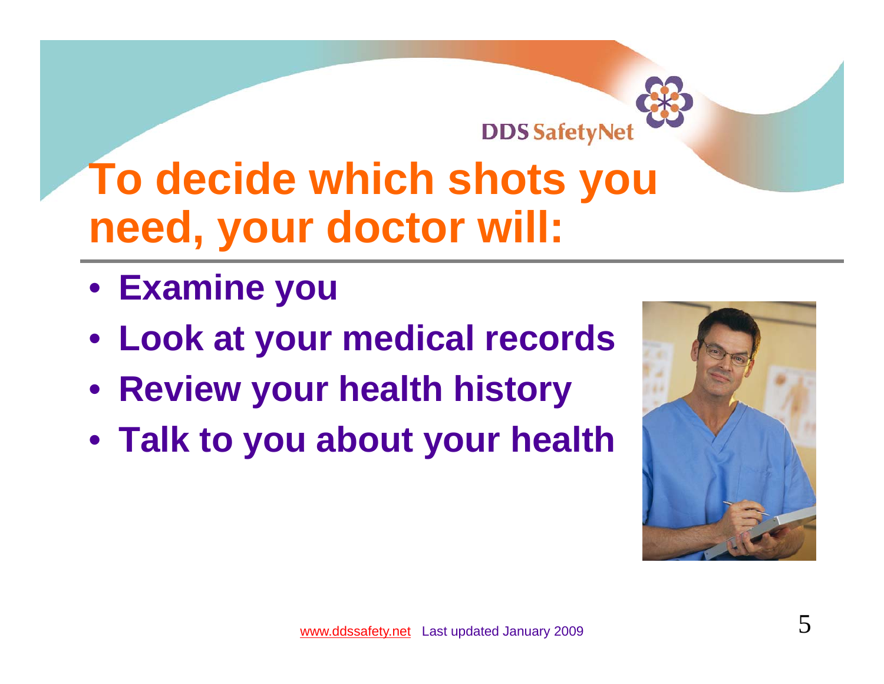# To decide which shots you need, your doctor will:

- **Examine you**
- **Look at your medical records**
- **Review your health history**
- **Talk to you about your health**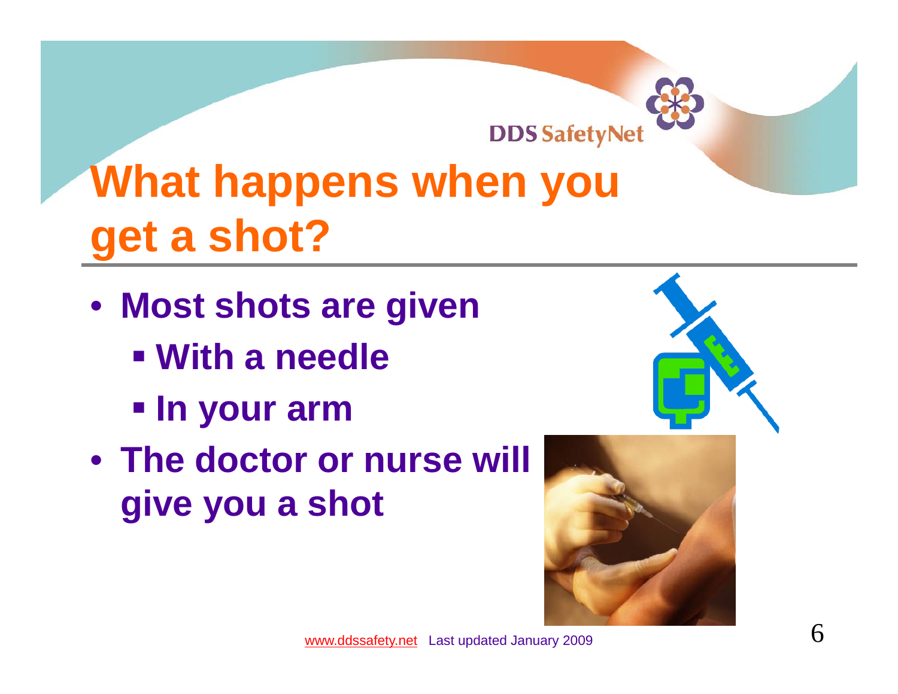# What happens when you get a shot?

- **Most shots are given**
  - **With a needle**
  - **In your arm**
- **The doctor or nurse will give you a shot**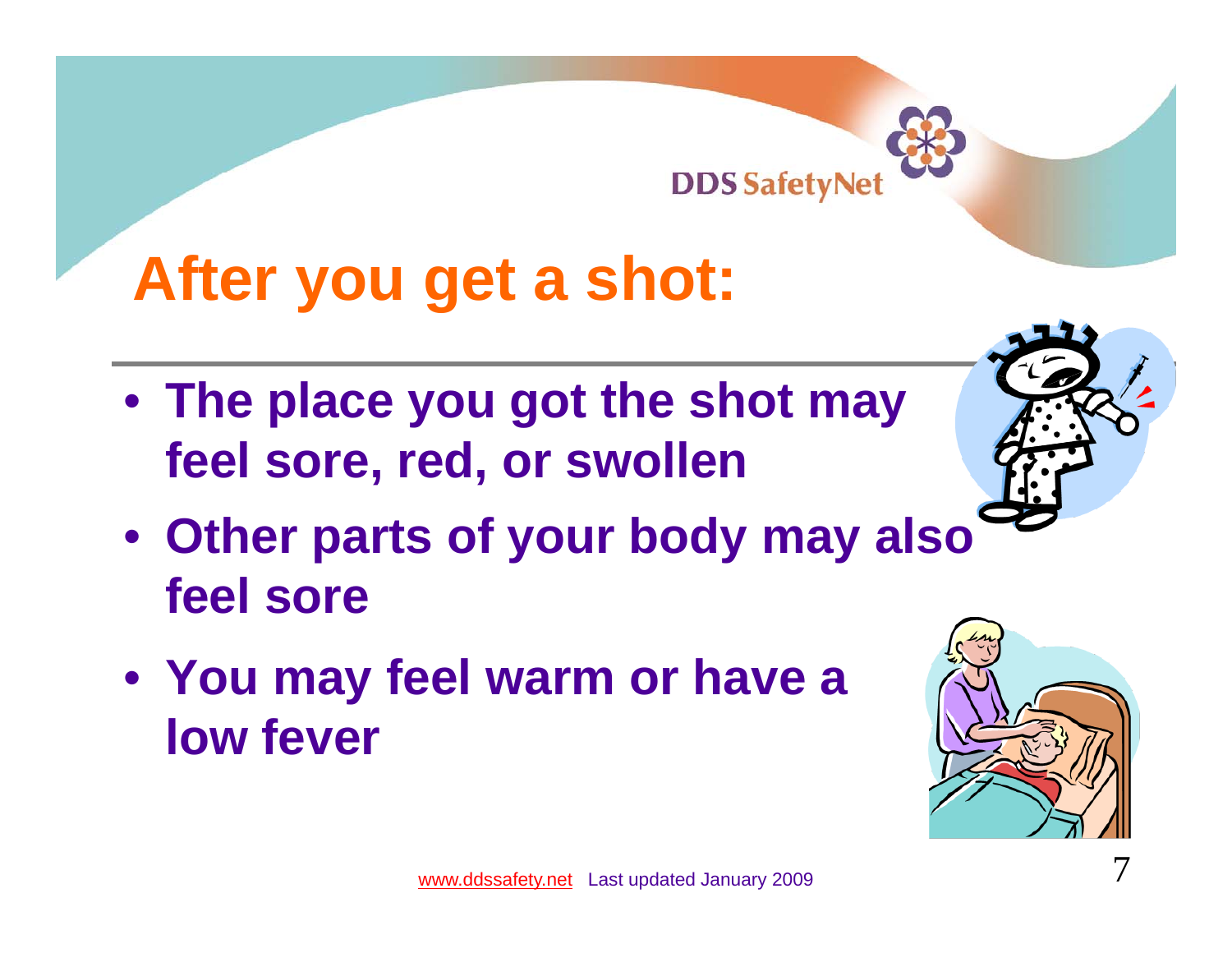# After you get a shot:

- **The place you got the shot may feel sore, red, or swollen**
- **Other parts of your body may also feel sore**
- **You may feel warm or have a low fever**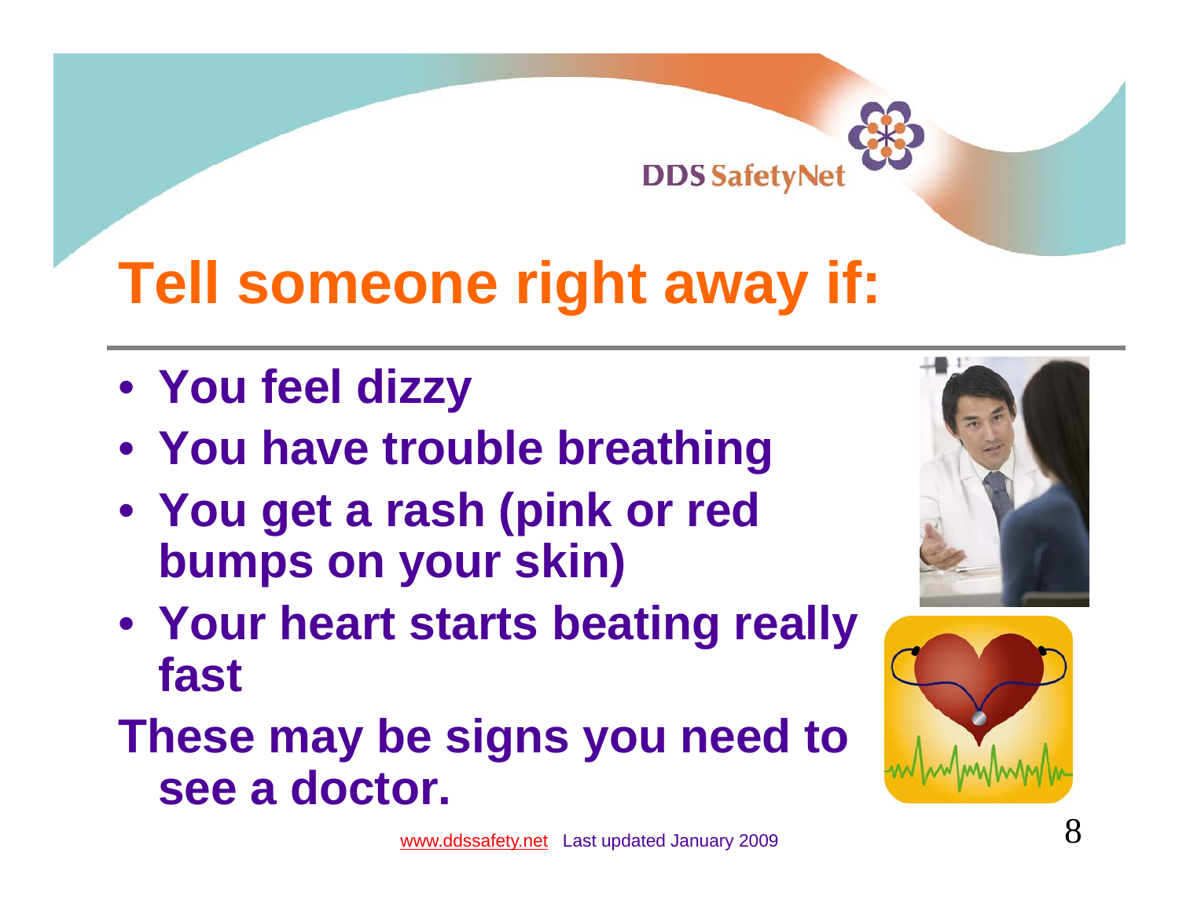# Tell someone right away if:

- **You feel dizzy**
- **You have trouble breathing**
- **You get a rash (pink or red bumps on your skin)**
- **Your heart starts beating really fast**

**These may be signs you need to see a doctor.**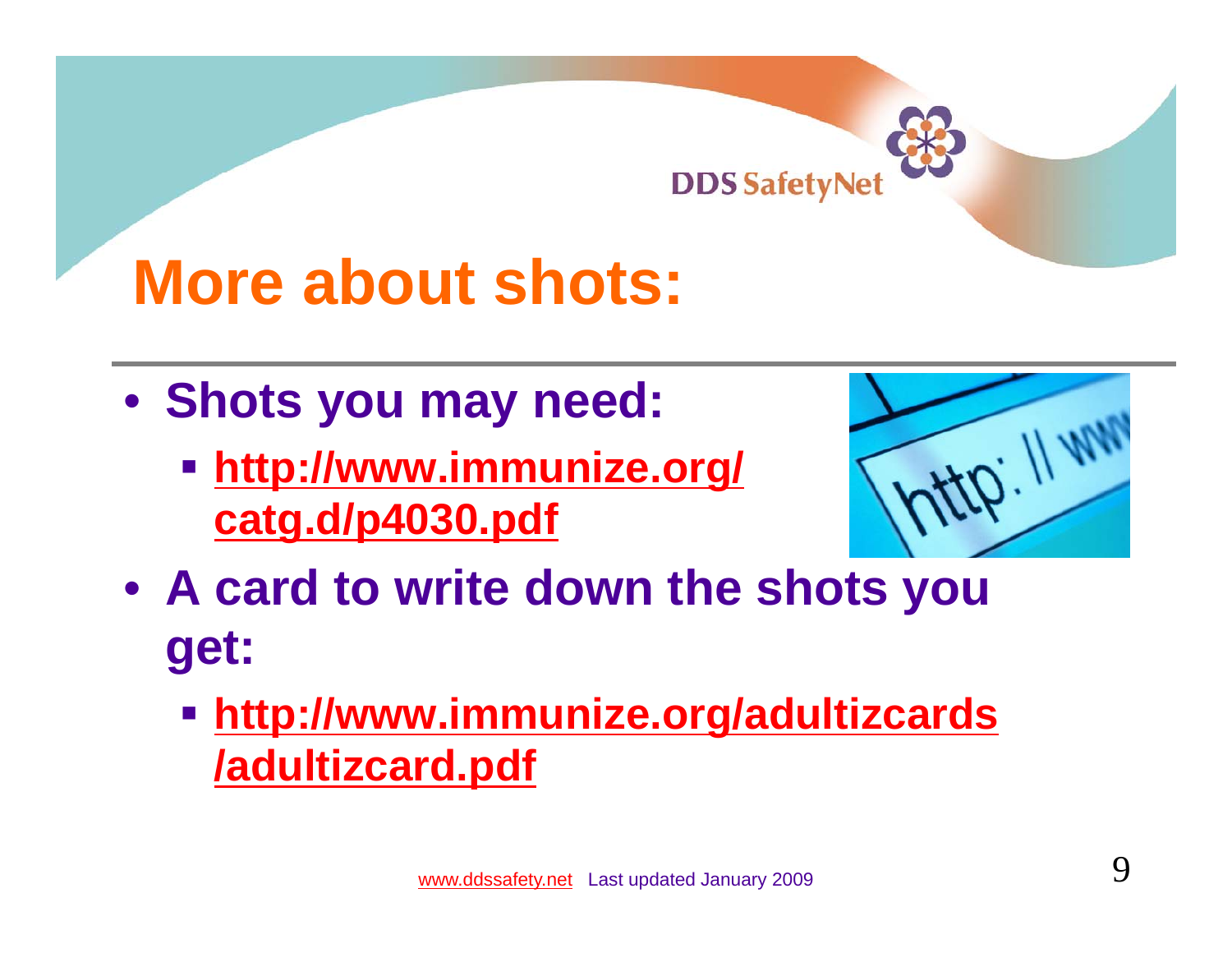# More about shots:

- **Shots you may need:**
  - **http://www.immunize.org/catg.d/p4030.pdf**
- **A card to write down the shots you get:**
  - **http://www.immunize.org/adultizcards/adultizcard.pdf**